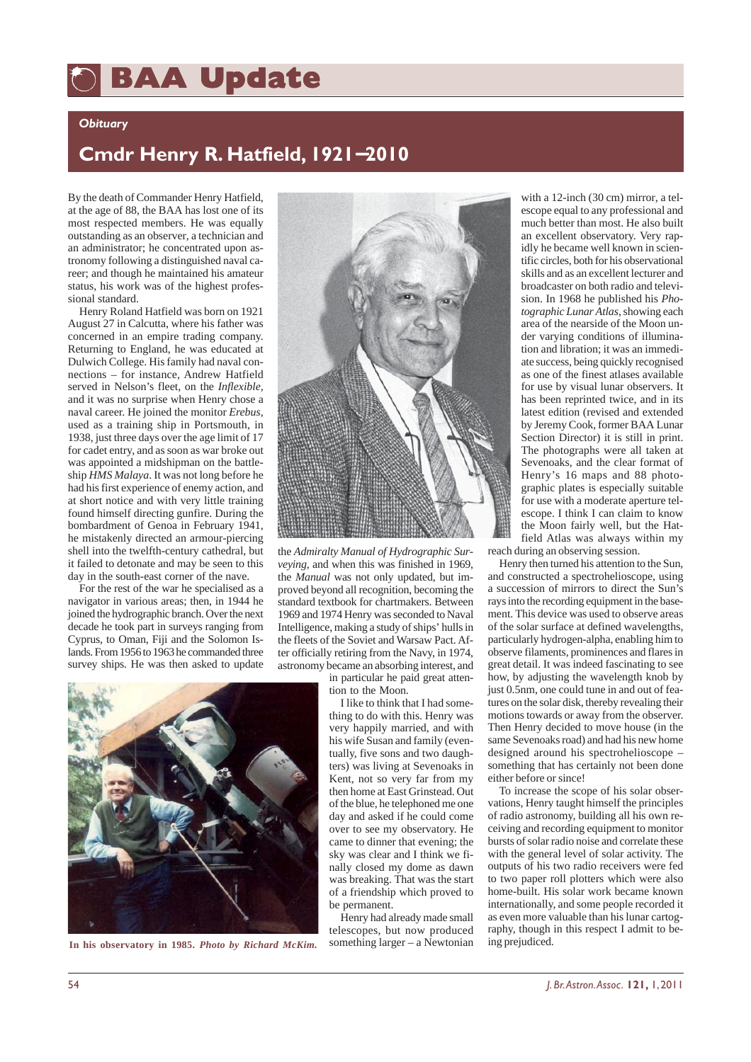# BAA Update

*Obituary*

## Cmdr Henry R. Hatfield, 1921–2010

By the death of Commander Henry Hatfield, at the age of 88, the BAA has lost one of its most respected members. He was equally outstanding as an observer, a technician and an administrator; he concentrated upon astronomy following a distinguished naval career; and though he maintained his amateur status, his work was of the highest professional standard.

Henry Roland Hatfield was born on 1921 August 27 in Calcutta, where his father was concerned in an empire trading company. Returning to England, he was educated at Dulwich College. His family had naval connections – for instance, Andrew Hatfield served in Nelson's fleet, on the *Inflexible,* and it was no surprise when Henry chose a naval career. He joined the monitor *Erebus,* used as a training ship in Portsmouth, in 1938, just three days over the age limit of 17 for cadet entry, and as soon as war broke out was appointed a midshipman on the battleship *HMS Malaya*. It was not long before he had his first experience of enemy action, and at short notice and with very little training found himself directing gunfire. During the bombardment of Genoa in February 1941, he mistakenly directed an armour-piercing shell into the twelfth-century cathedral, but it failed to detonate and may be seen to this day in the south-east corner of the nave.

For the rest of the war he specialised as a navigator in various areas; then, in 1944 he joined the hydrographic branch. Over the next decade he took part in surveys ranging from Cyprus, to Oman, Fiji and the Solomon Islands. From 1956 to 1963 he commanded three survey ships. He was then asked to update the *Admiralty Manual of Hydrographic Surveying,* and when this was finished in 1969, the *Manual* was not only updated, but improved beyond all recognition, becoming the standard textbook for chartmakers. Between 1969 and 1974 Henry was seconded to Naval Intelligence, making a study of ships' hulls in the fleets of the Soviet and Warsaw Pact. After officially retiring from the Navy, in 1974, astronomy became an absorbing interest, and in particular he paid great attention to the Moon.

In his observatory in 1985. *Photo by Richard McKim.*

I like to think that I had something to do with this. Henry was very happily married, and with his wife Susan and family (eventually, five sons and two daughters) was living at Sevenoaks in Kent, not so very far from my then home at East Grinstead. Out of the blue, he telephoned me one day and asked if he could come over to see my observatory. He came to dinner that evening; the sky was clear and I think we finally closed my dome as dawn was breaking. That was the start of a friendship which proved to be permanent.

Henry had already made small telescopes, but now produced something larger – a Newtonian with a 12-inch (30 cm) mirror, a telescope equal to any professional and much better than most. He also built an excellent observatory. Very rapidly he became well known in scientific circles, both for his observational skills and as an excellent lecturer and broadcaster on both radio and television. In 1968 he published his *Photographic Lunar Atlas,* showing each area of the nearside of the Moon under varying conditions of illumination and libration; it was an immediate success, being quickly recognised as one of the finest atlases available for use by visual lunar observers. It has been reprinted twice, and in its latest edition (revised and extended by Jeremy Cook, former BAA Lunar Section Director) it is still in print. The photographs were all taken at Sevenoaks, and the clear format of Henry's 16 maps and 88 photographic plates is especially suitable for use with a moderate aperture telescope. I think I can claim to know the Moon fairly well, but the Hatfield Atlas was always within my reach during an observing session.

Henry then turned his attention to the Sun, and constructed a spectrohelioscope, using a succession of mirrors to direct the Sun's rays into the recording equipment in the basement. This device was used to observe areas of the solar surface at defined wavelengths, particularly hydrogen-alpha, enabling him to observe filaments, prominences and flares in great detail. It was indeed fascinating to see how, by adjusting the wavelength knob by just 0.5nm, one could tune in and out of features on the solar disk, thereby revealing their motions towards or away from the observer. Then Henry decided to move house (in the same Sevenoaks road) and had his new home designed around his spectrohelioscope – something that has certainly not been done either before or since!

To increase the scope of his solar observations, Henry taught himself the principles of radio astronomy, building all his own receiving and recording equipment to monitor bursts of solar radio noise and correlate these with the general level of solar activity. The outputs of his two radio receivers were fed to two paper roll plotters which were also home-built. His solar work became known internationally, and some people recorded it as even more valuable than his lunar cartography, though in this respect I admit to being prejudiced.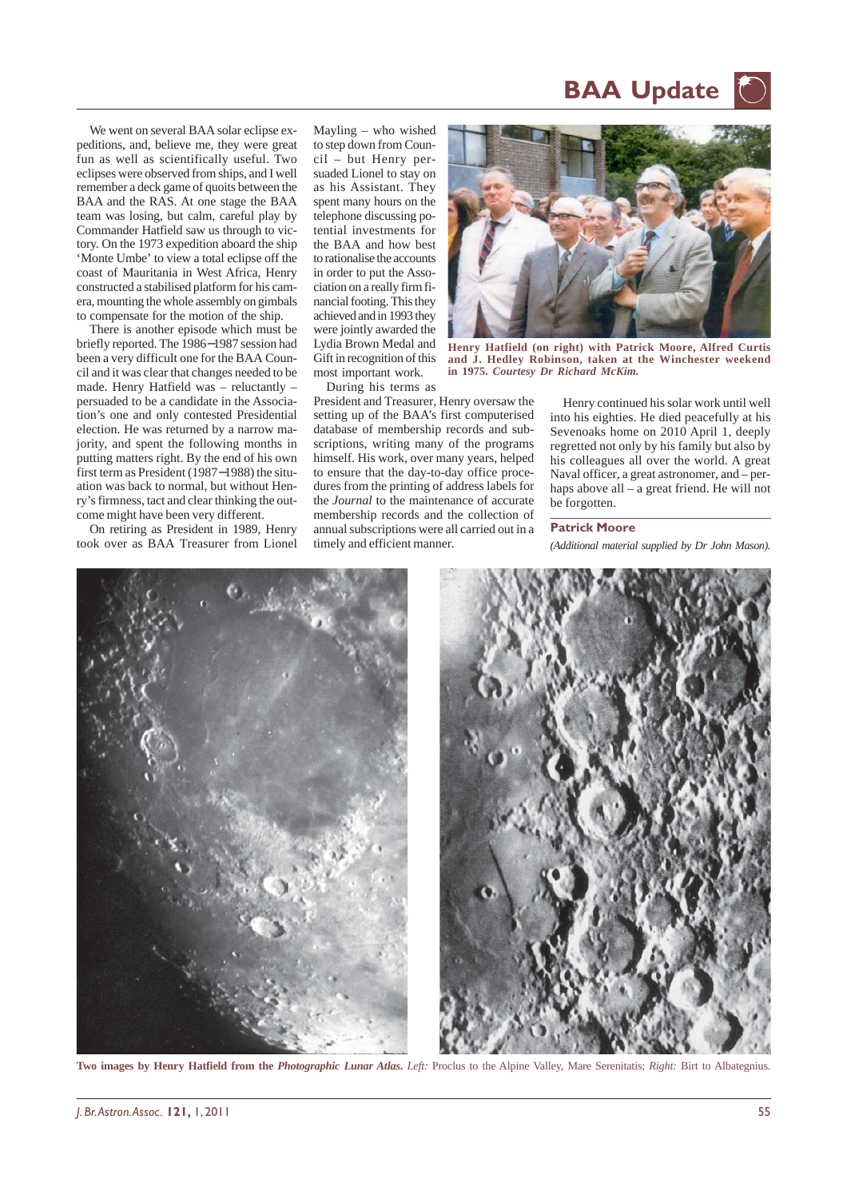We went on several BAA solar eclipse expeditions, and, believe me, they were great fun as well as scientifically useful. Two eclipses were observed from ships, and I well remember a deck game of quoits between the BAA and the RAS. At one stage the BAA team was losing, but calm, careful play by Commander Hatfield saw us through to victory. On the 1973 expedition aboard the ship 'Monte Umbe' to view a total eclipse off the coast of Mauritania in West Africa, Henry constructed a stabilised platform for his camera, mounting the whole assembly on gimbals to compensate for the motion of the ship.

There is another episode which must be briefly reported. The 1986–1987 session had been a very difficult one for the BAA Council and it was clear that changes needed to be made. Henry Hatfield was – reluctantly – persuaded to be a candidate in the Association's one and only contested Presidential election. He was returned by a narrow majority, and spent the following months in putting matters right. By the end of his own first term as President (1987–1988) the situation was back to normal, but without Henry's firmness, tact and clear thinking the outcome might have been very different.

On retiring as President in 1989, Henry took over as BAA Treasurer from Lionel Mayling – who wished to step down from Council – but Henry persuaded Lionel to stay on as his Assistant. They spent many hours on the telephone discussing potential investments for the BAA and how best to rationalise the accounts in order to put the Association on a really firm financial footing. This they achieved and in 1993 they were jointly awarded the Lydia Brown Medal and Gift in recognition of this most important work.

During his terms as President and Treasurer, Henry oversaw the setting up of the BAA's first computerised database of membership records and subscriptions, writing many of the programs himself. His work, over many years, helped to ensure that the day-to-day office procedures from the printing of address labels for the *Journal* to the maintenance of accurate membership records and the collection of annual subscriptions were all carried out in a timely and efficient manner.

**Henry Hatfield (on right) with Patrick Moore, Alfred Curtis and J. Hedley Robinson, taken at the Winchester weekend in 1975.** ***Courtesy Dr Richard McKim.***

Henry continued his solar work until well into his eighties. He died peacefully at his Sevenoaks home on 2010 April 1, deeply regretted not only by his family but also by his colleagues all over the world. A great Naval officer, a great astronomer, and – perhaps above all – a great friend. He will not be forgotten.

**Patrick Moore**

*(Additional material supplied by Dr John Mason).*

**Two images by Henry Hatfield from the *Photographic Lunar Atlas*.** *Left:* Proclus to the Alpine Valley, Mare Serenitatis; *Right:* Birt to Albategnius.